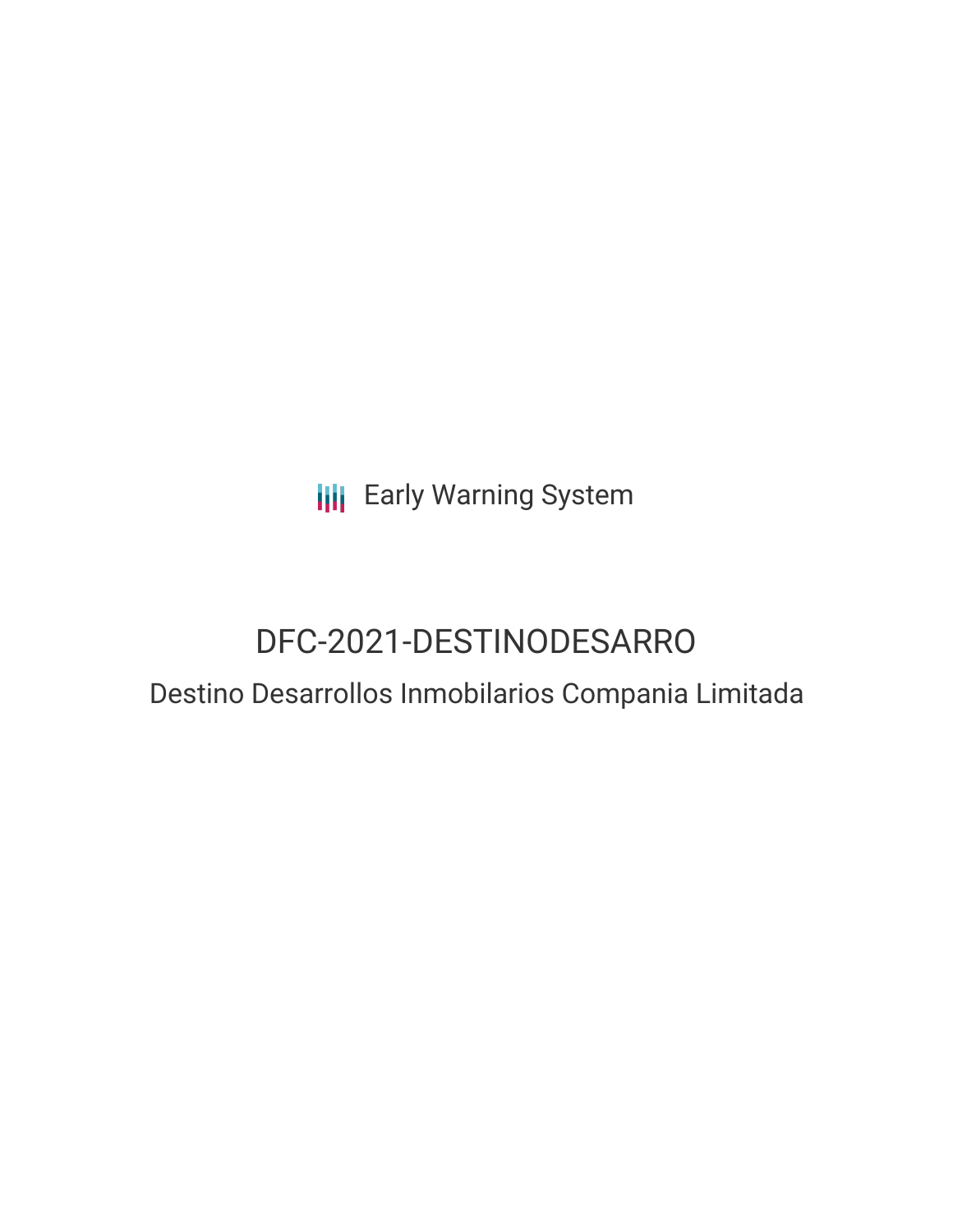Early Warning System

# DFC-2021-DESTINODESARRO

## Destino Desarrollos Inmobilarios Compania Limitada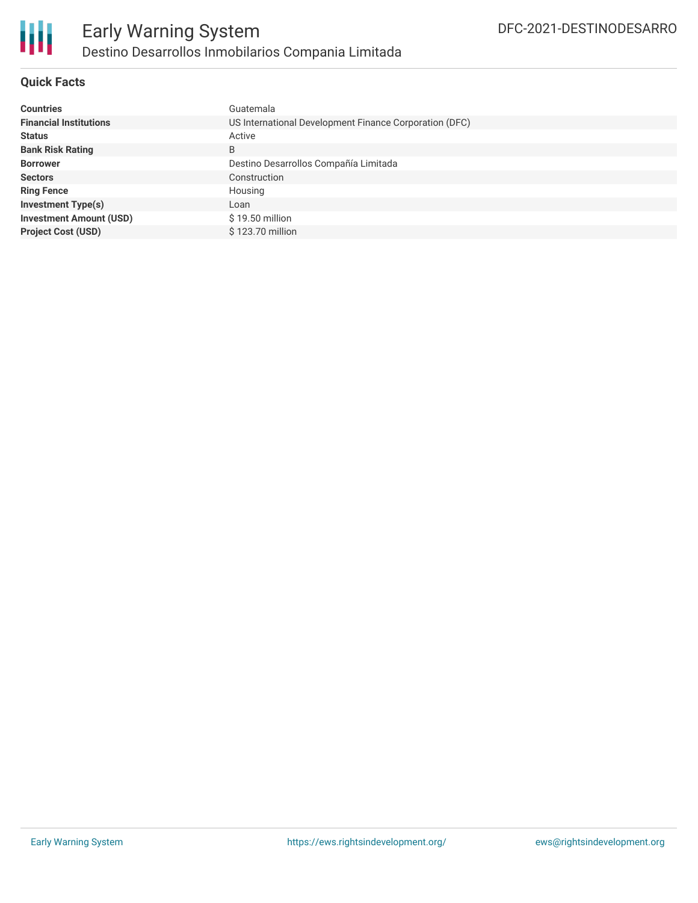## Quick Facts

| | |
|---|---|
| **Countries** | Guatemala |
| **Financial Institutions** | US International Development Finance Corporation (DFC) |
| **Status** | Active |
| **Bank Risk Rating** | B |
| **Borrower** | Destino Desarrollos Compañía Limitada |
| **Sectors** | Construction |
| **Ring Fence** | Housing |
| **Investment Type(s)** | Loan |
| **Investment Amount (USD)** | $ 19.50 million |
| **Project Cost (USD)** | $ 123.70 million |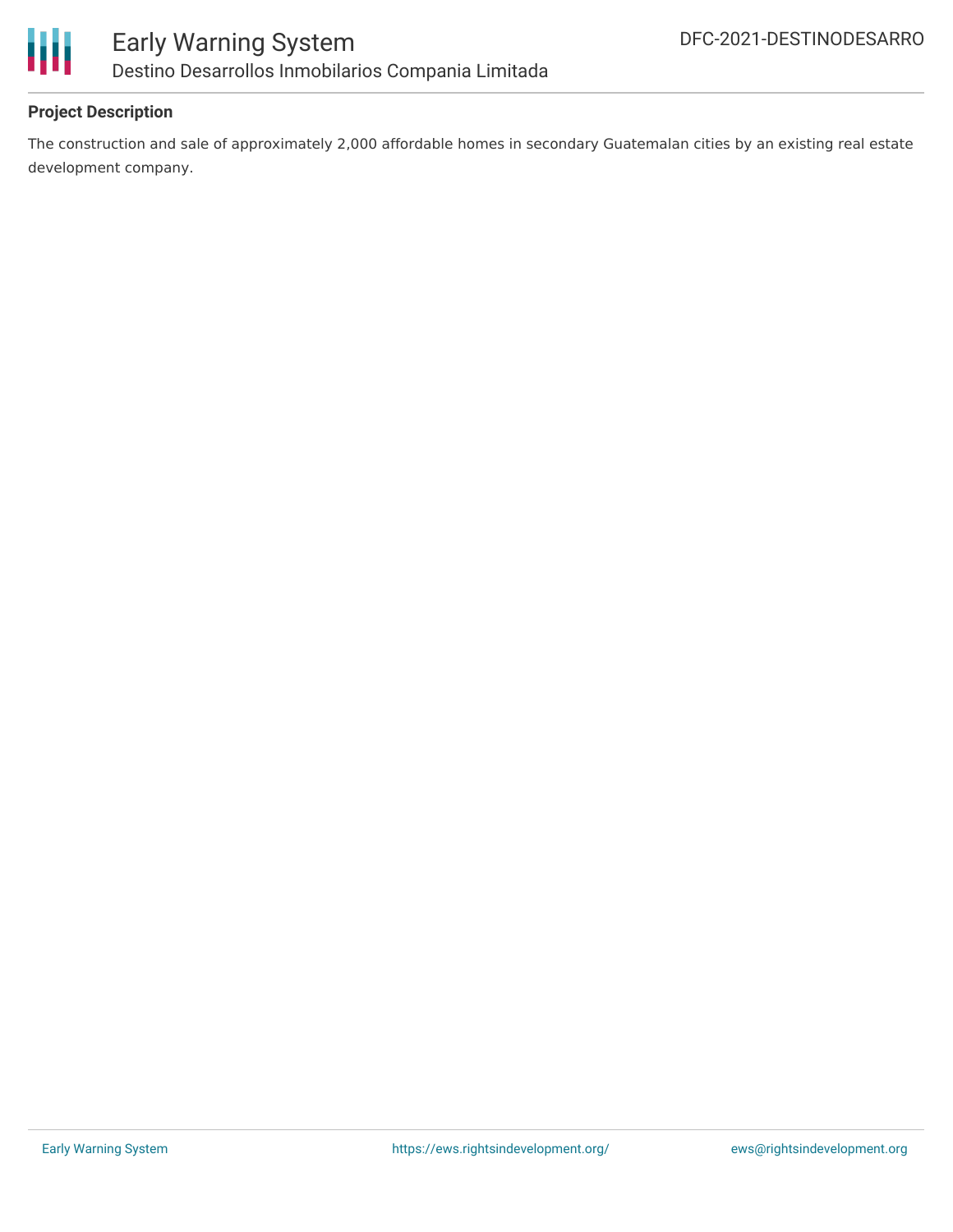**Project Description**

The construction and sale of approximately 2,000 affordable homes in secondary Guatemalan cities by an existing real estate development company.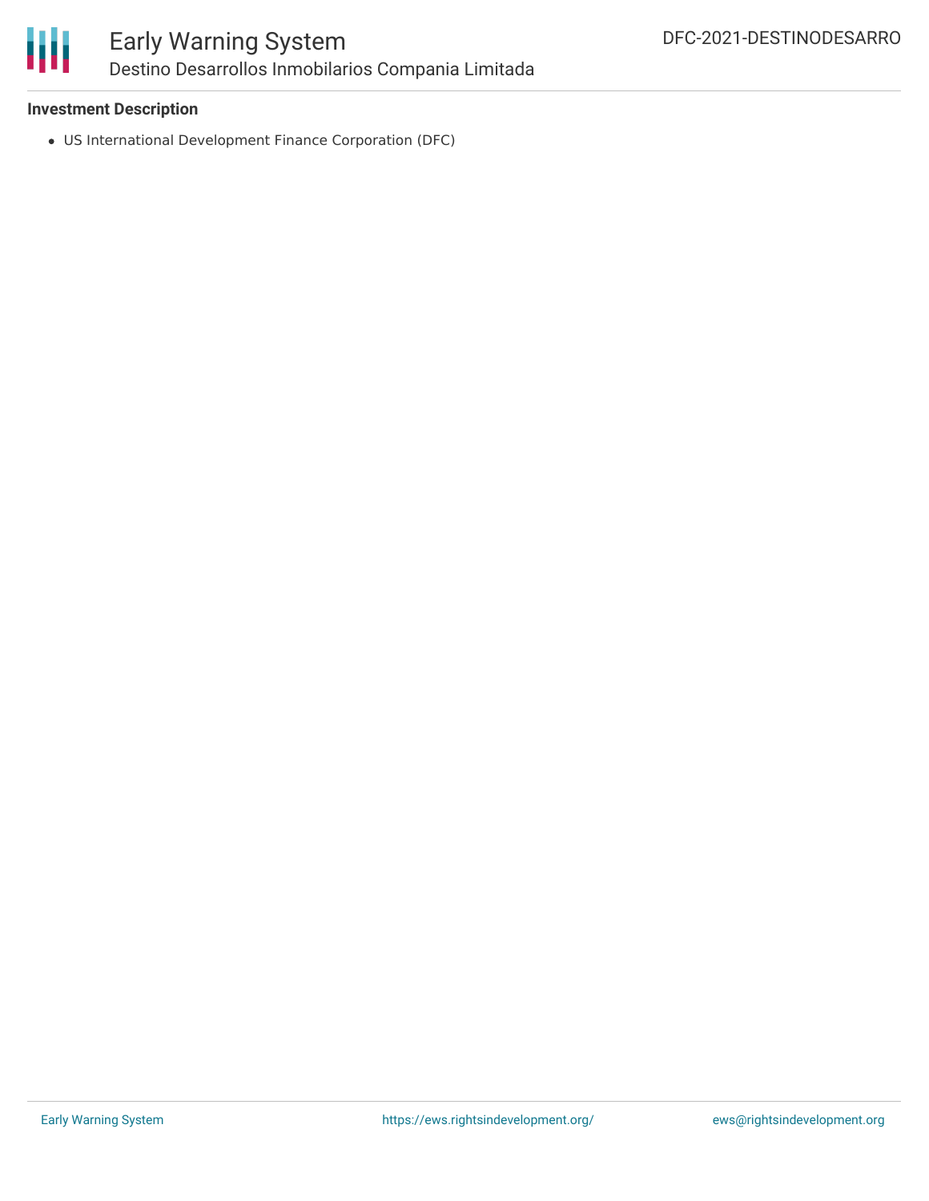**Investment Description**

- US International Development Finance Corporation (DFC)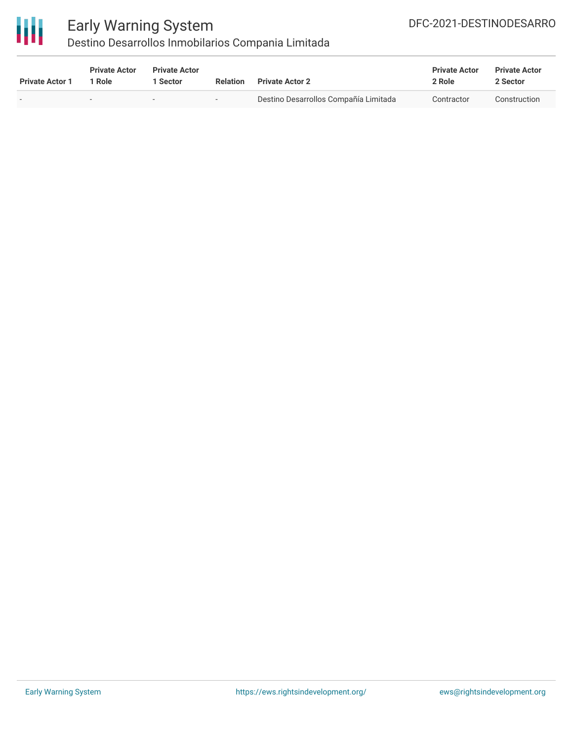| Private Actor 1 | Private Actor 1 Role | Private Actor 1 Sector | Relation | Private Actor 2 | Private Actor 2 Role | Private Actor 2 Sector |
|---|---|---|---|---|---|---|
| - | - | - | - | Destino Desarrollos Compañía Limitada | Contractor | Construction |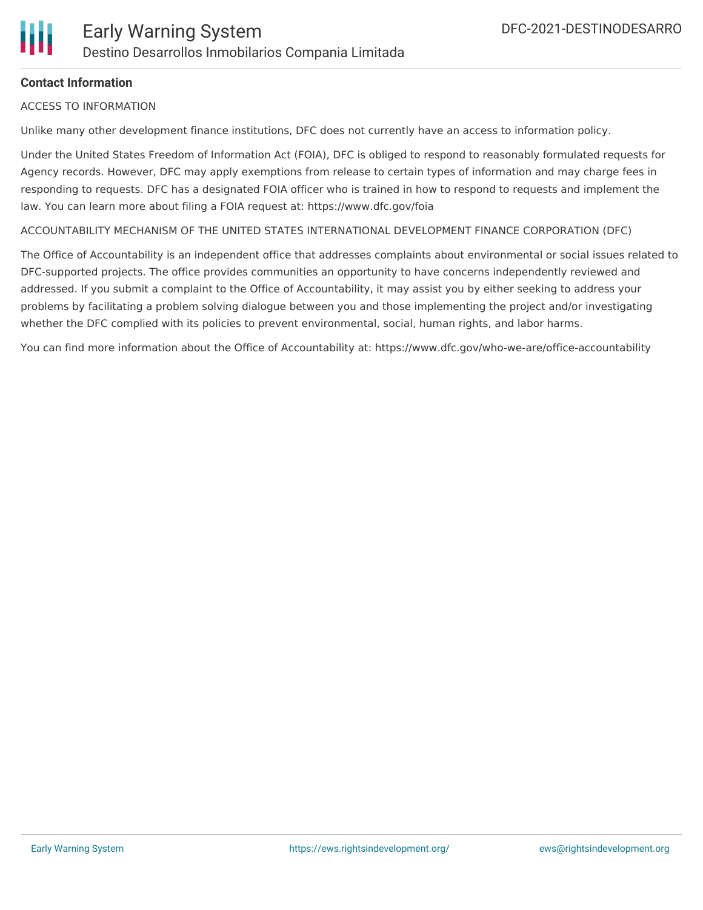**Contact Information**

ACCESS TO INFORMATION

Unlike many other development finance institutions, DFC does not currently have an access to information policy.

Under the United States Freedom of Information Act (FOIA), DFC is obliged to respond to reasonably formulated requests for Agency records. However, DFC may apply exemptions from release to certain types of information and may charge fees in responding to requests. DFC has a designated FOIA officer who is trained in how to respond to requests and implement the law. You can learn more about filing a FOIA request at: https://www.dfc.gov/foia

ACCOUNTABILITY MECHANISM OF THE UNITED STATES INTERNATIONAL DEVELOPMENT FINANCE CORPORATION (DFC)

The Office of Accountability is an independent office that addresses complaints about environmental or social issues related to DFC-supported projects. The office provides communities an opportunity to have concerns independently reviewed and addressed. If you submit a complaint to the Office of Accountability, it may assist you by either seeking to address your problems by facilitating a problem solving dialogue between you and those implementing the project and/or investigating whether the DFC complied with its policies to prevent environmental, social, human rights, and labor harms.

You can find more information about the Office of Accountability at: https://www.dfc.gov/who-we-are/office-accountability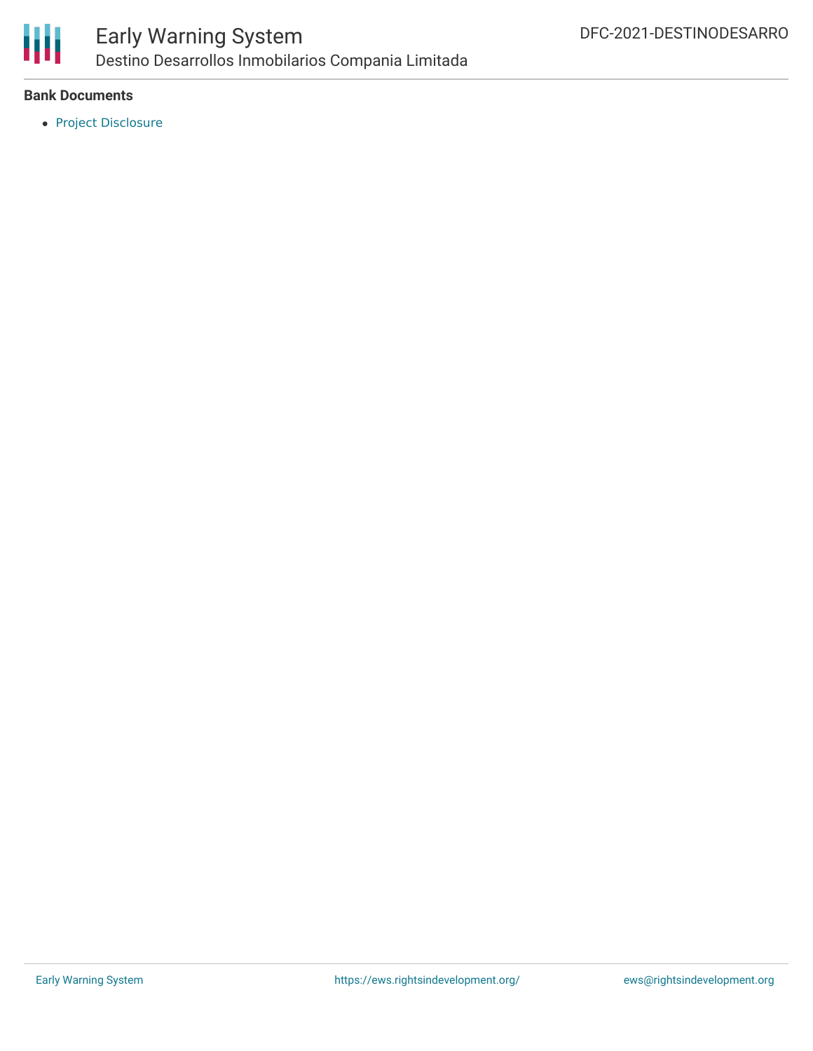**Bank Documents**

- Project Disclosure